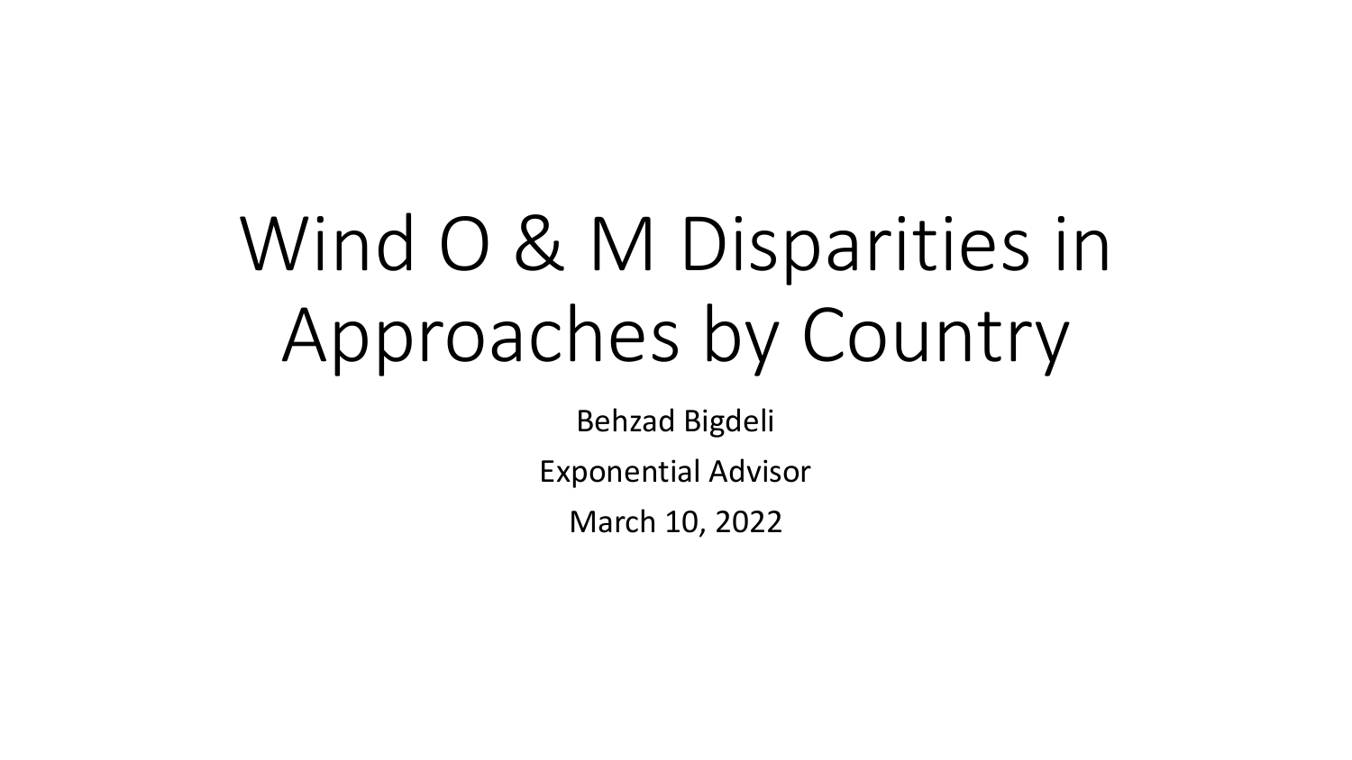# Wind O & M Disparities in Approaches by Country

Behzad Bigdeli

Exponential Advisor

March 10, 2022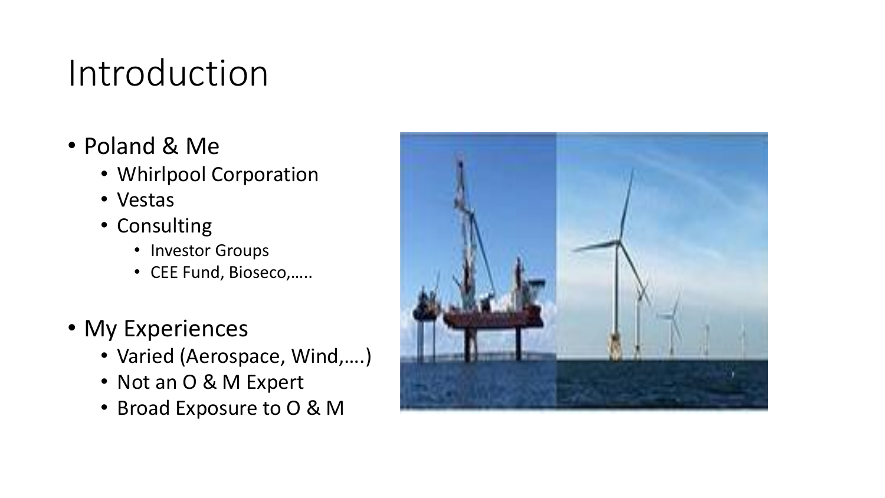# Introduction

- Poland & Me
  - Whirlpool Corporation
  - Vestas
  - Consulting
    - Investor Groups
    - CEE Fund, Bioseco,…..

- My Experiences
  - Varied (Aerospace, Wind,….)
  - Not an O & M Expert
  - Broad Exposure to O & M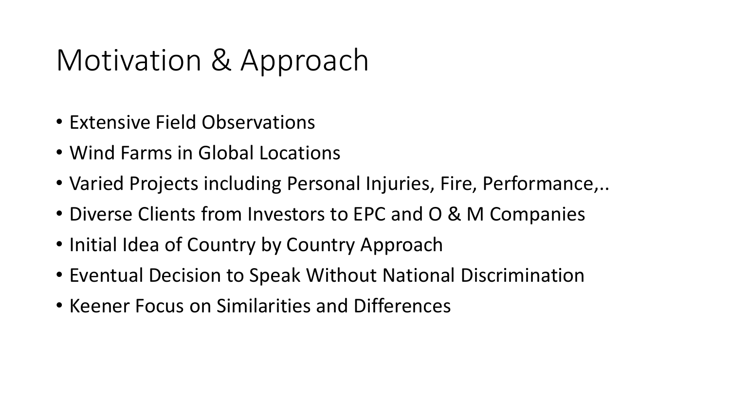# Motivation & Approach

- Extensive Field Observations
- Wind Farms in Global Locations
- Varied Projects including Personal Injuries, Fire, Performance,..
- Diverse Clients from Investors to EPC and O & M Companies
- Initial Idea of Country by Country Approach
- Eventual Decision to Speak Without National Discrimination
- Keener Focus on Similarities and Differences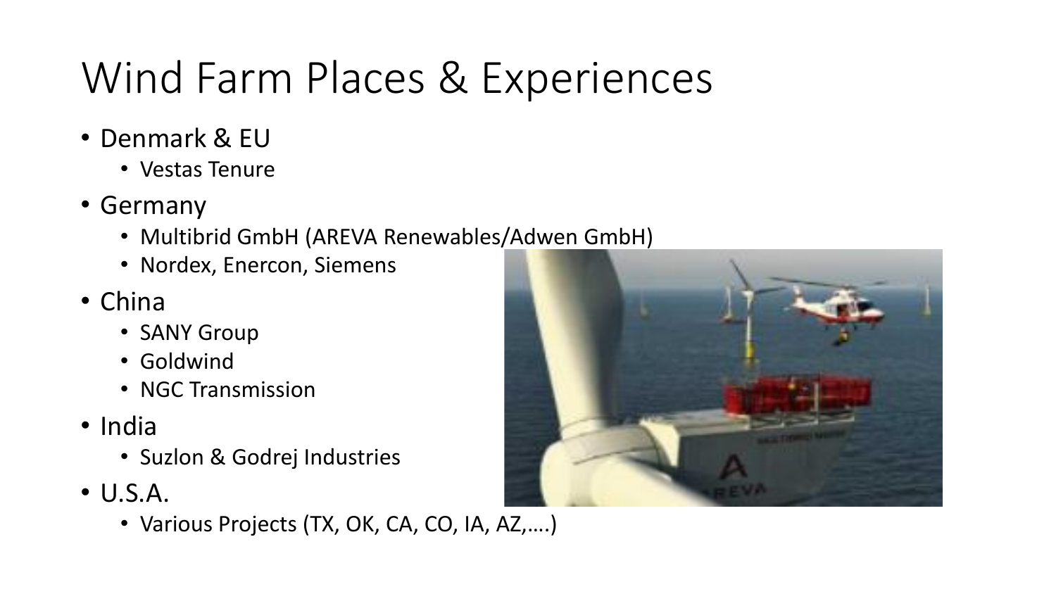# Wind Farm Places & Experiences

- Denmark & EU
  - Vestas Tenure
- Germany
  - Multibrid GmbH (AREVA Renewables/Adwen GmbH)
  - Nordex, Enercon, Siemens
- China
  - SANY Group
  - Goldwind
  - NGC Transmission
- India
  - Suzlon & Godrej Industries
- U.S.A.
  - Various Projects (TX, OK, CA, CO, IA, AZ,….)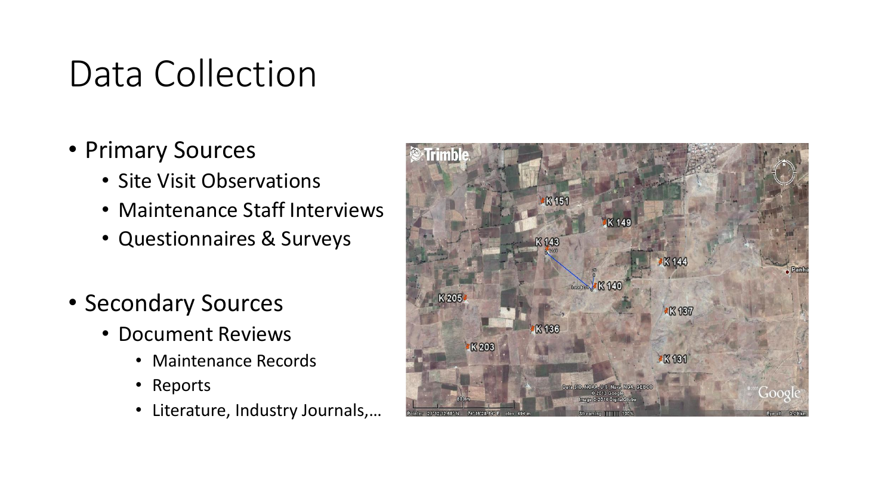# Data Collection

- Primary Sources
  - Site Visit Observations
  - Maintenance Staff Interviews
  - Questionnaires & Surveys

- Secondary Sources
  - Document Reviews
    - Maintenance Records
    - Reports
    - Literature, Industry Journals,…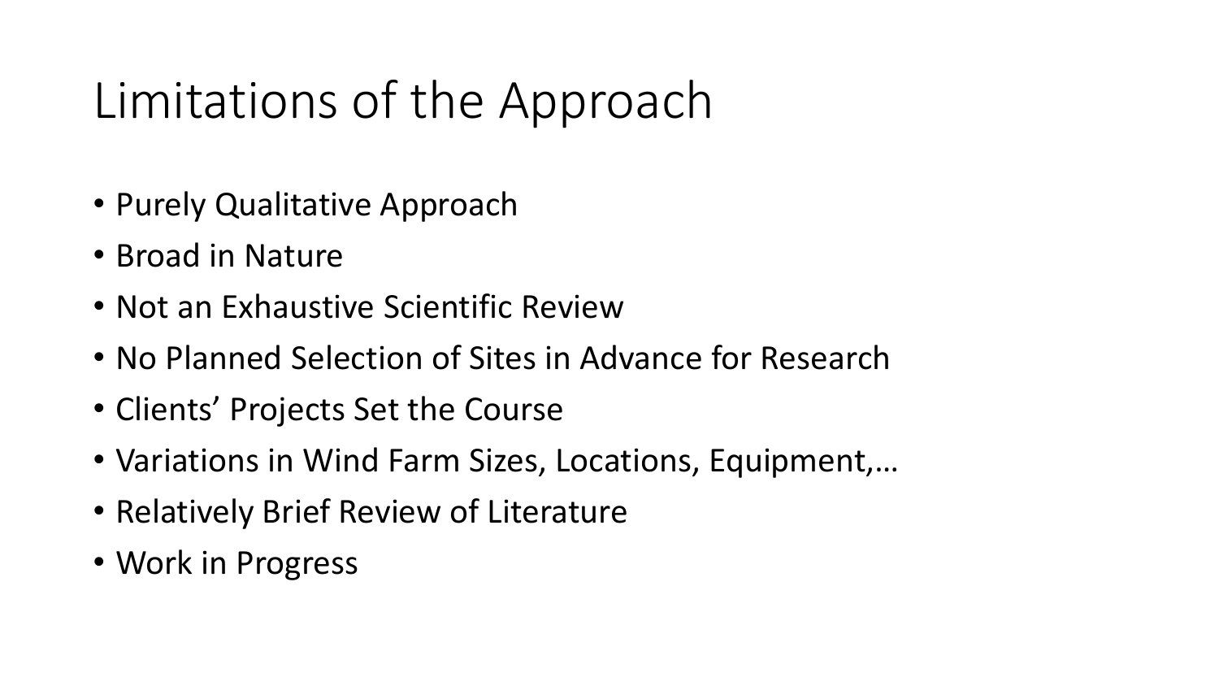# Limitations of the Approach

- Purely Qualitative Approach
- Broad in Nature
- Not an Exhaustive Scientific Review
- No Planned Selection of Sites in Advance for Research
- Clients' Projects Set the Course
- Variations in Wind Farm Sizes, Locations, Equipment,…
- Relatively Brief Review of Literature
- Work in Progress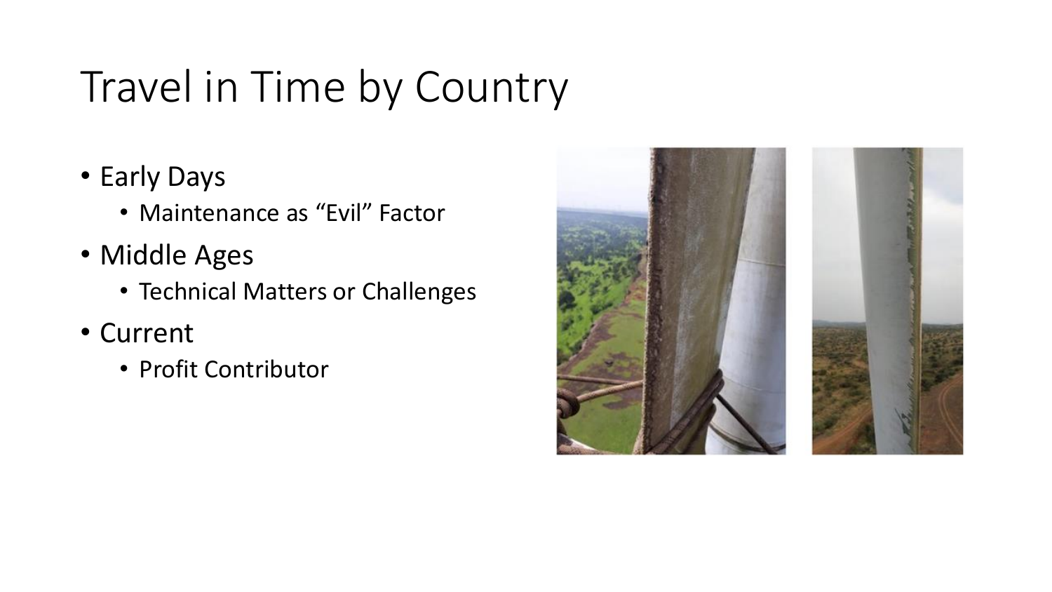# Travel in Time by Country

- Early Days
  - Maintenance as “Evil” Factor
- Middle Ages
  - Technical Matters or Challenges
- Current
  - Profit Contributor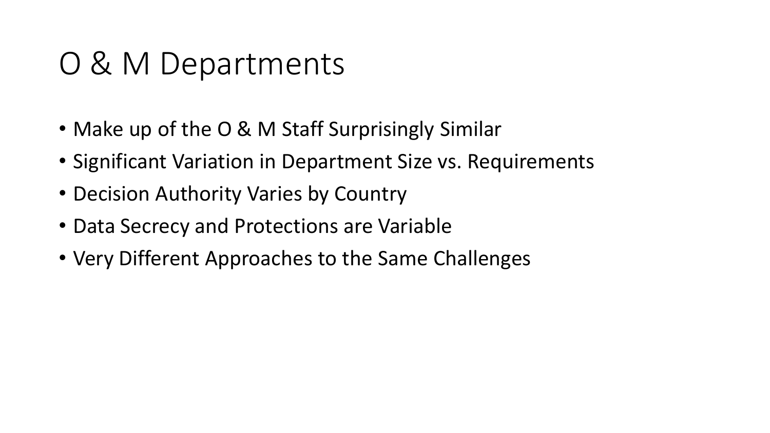# O & M Departments

- Make up of the O & M Staff Surprisingly Similar
- Significant Variation in Department Size vs. Requirements
- Decision Authority Varies by Country
- Data Secrecy and Protections are Variable
- Very Different Approaches to the Same Challenges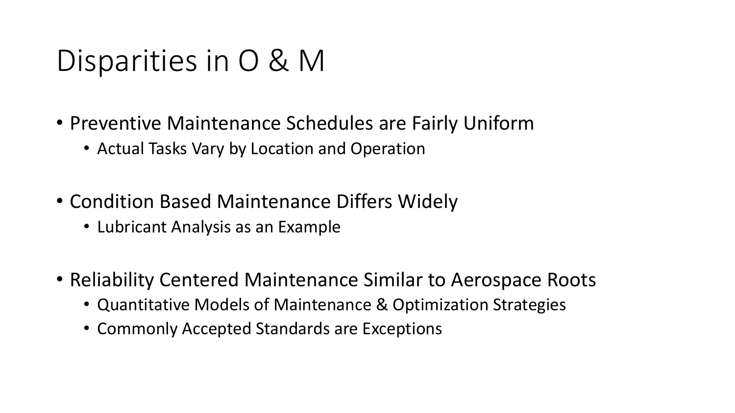# Disparities in O & M

- Preventive Maintenance Schedules are Fairly Uniform
  - Actual Tasks Vary by Location and Operation
- Condition Based Maintenance Differs Widely
  - Lubricant Analysis as an Example
- Reliability Centered Maintenance Similar to Aerospace Roots
  - Quantitative Models of Maintenance & Optimization Strategies
  - Commonly Accepted Standards are Exceptions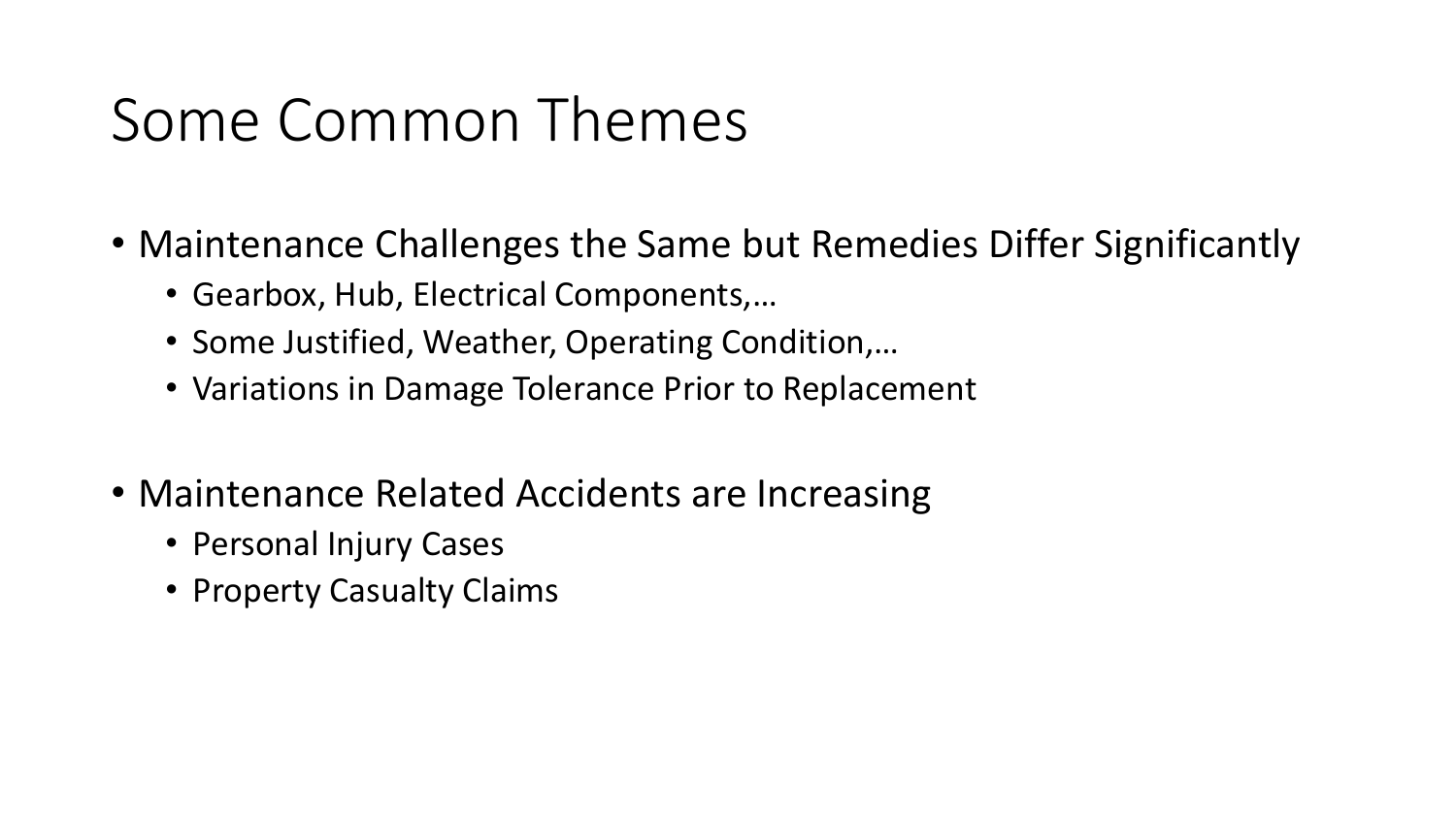# Some Common Themes

- Maintenance Challenges the Same but Remedies Differ Significantly
  - Gearbox, Hub, Electrical Components,…
  - Some Justified, Weather, Operating Condition,…
  - Variations in Damage Tolerance Prior to Replacement

- Maintenance Related Accidents are Increasing
  - Personal Injury Cases
  - Property Casualty Claims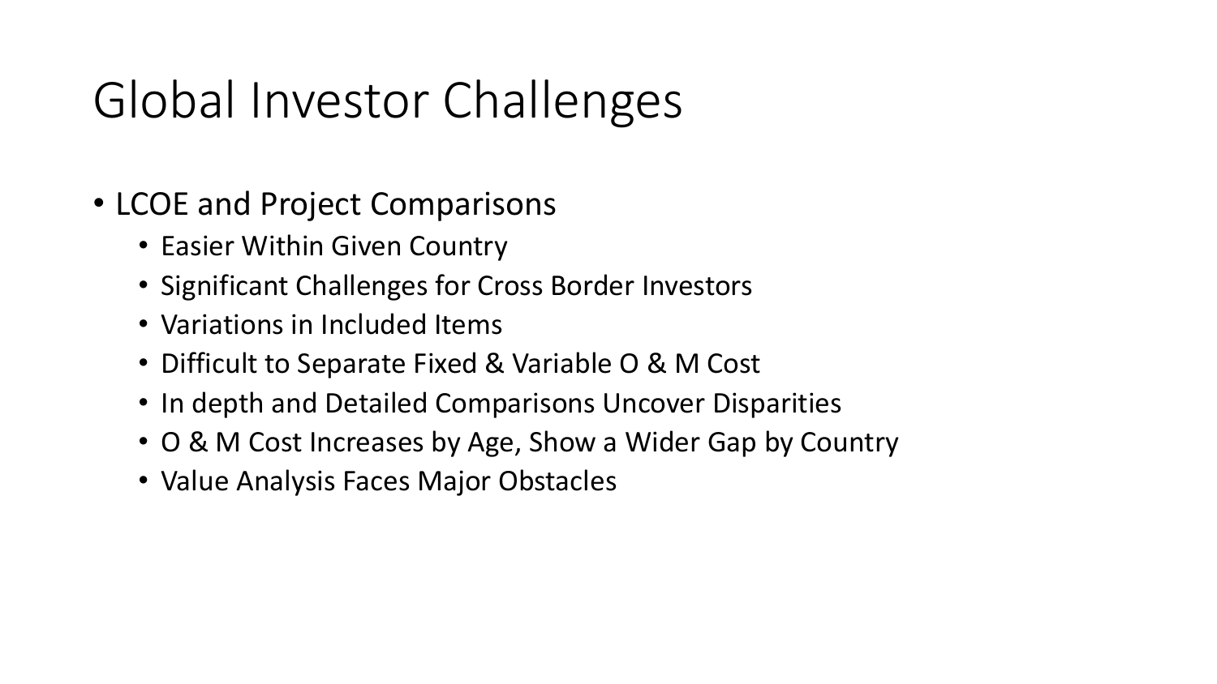# Global Investor Challenges

- LCOE and Project Comparisons
  - Easier Within Given Country
  - Significant Challenges for Cross Border Investors
  - Variations in Included Items
  - Difficult to Separate Fixed & Variable O & M Cost
  - In depth and Detailed Comparisons Uncover Disparities
  - O & M Cost Increases by Age, Show a Wider Gap by Country
  - Value Analysis Faces Major Obstacles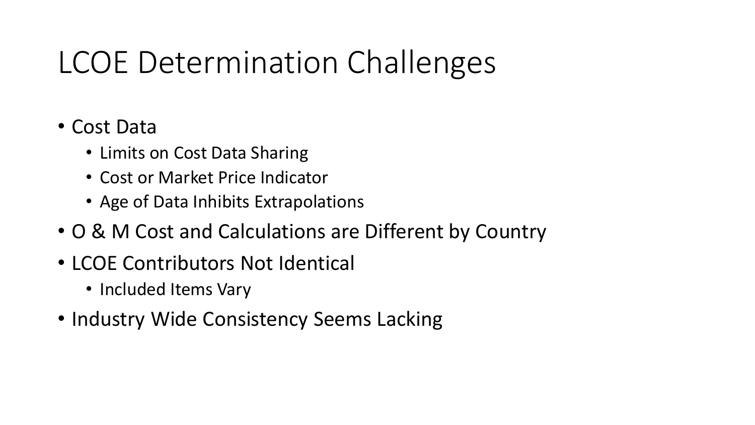# LCOE Determination Challenges

- Cost Data
  - Limits on Cost Data Sharing
  - Cost or Market Price Indicator
  - Age of Data Inhibits Extrapolations
- O & M Cost and Calculations are Different by Country
- LCOE Contributors Not Identical
  - Included Items Vary
- Industry Wide Consistency Seems Lacking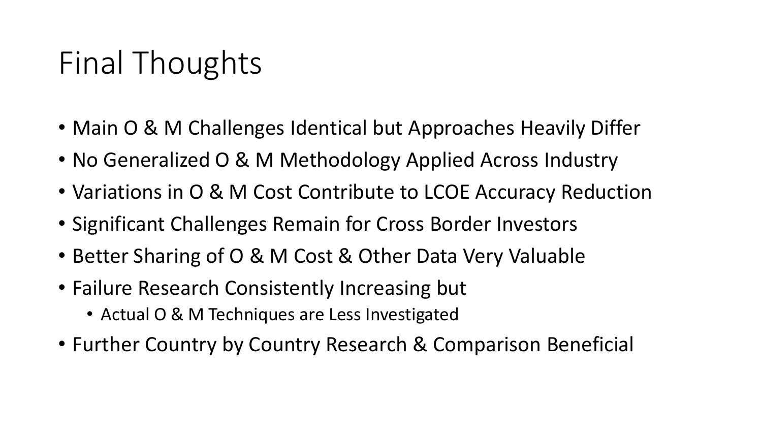# Final Thoughts

- Main O & M Challenges Identical but Approaches Heavily Differ
- No Generalized O & M Methodology Applied Across Industry
- Variations in O & M Cost Contribute to LCOE Accuracy Reduction
- Significant Challenges Remain for Cross Border Investors
- Better Sharing of O & M Cost & Other Data Very Valuable
- Failure Research Consistently Increasing but
  - Actual O & M Techniques are Less Investigated
- Further Country by Country Research & Comparison Beneficial